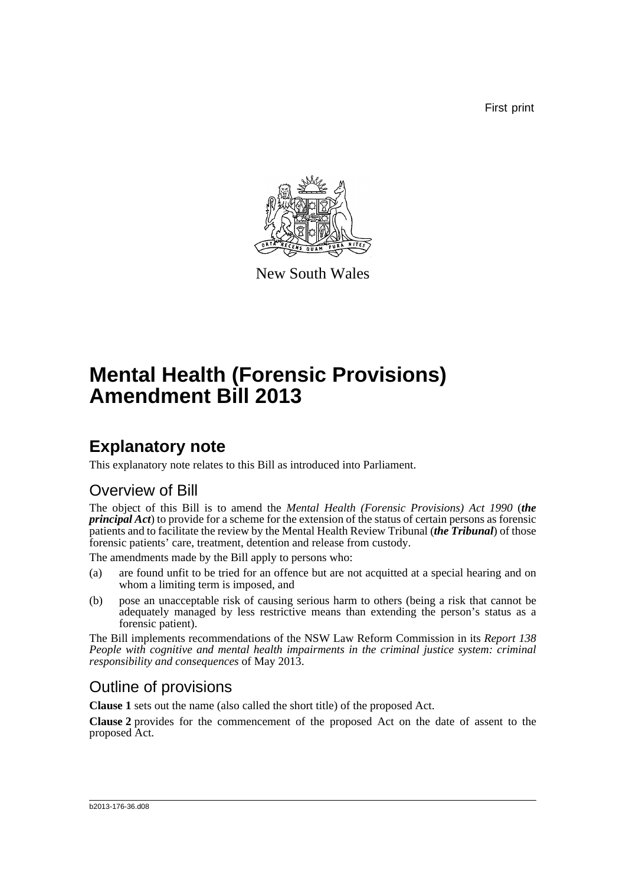First print

New South Wales

# Mental Health (Forensic Provisions) Amendment Bill 2013

## Explanatory note

This explanatory note relates to this Bill as introduced into Parliament.

### Overview of Bill

The object of this Bill is to amend the *Mental Health (Forensic Provisions) Act 1990* (***the principal Act***) to provide for a scheme for the extension of the status of certain persons as forensic patients and to facilitate the review by the Mental Health Review Tribunal (***the Tribunal***) of those forensic patients' care, treatment, detention and release from custody.

The amendments made by the Bill apply to persons who:

(a) are found unfit to be tried for an offence but are not acquitted at a special hearing and on whom a limiting term is imposed, and

(b) pose an unacceptable risk of causing serious harm to others (being a risk that cannot be adequately managed by less restrictive means than extending the person's status as a forensic patient).

The Bill implements recommendations of the NSW Law Reform Commission in its *Report 138 People with cognitive and mental health impairments in the criminal justice system: criminal responsibility and consequences* of May 2013.

### Outline of provisions

**Clause 1** sets out the name (also called the short title) of the proposed Act.

**Clause 2** provides for the commencement of the proposed Act on the date of assent to the proposed Act.

b2013-176-36.d08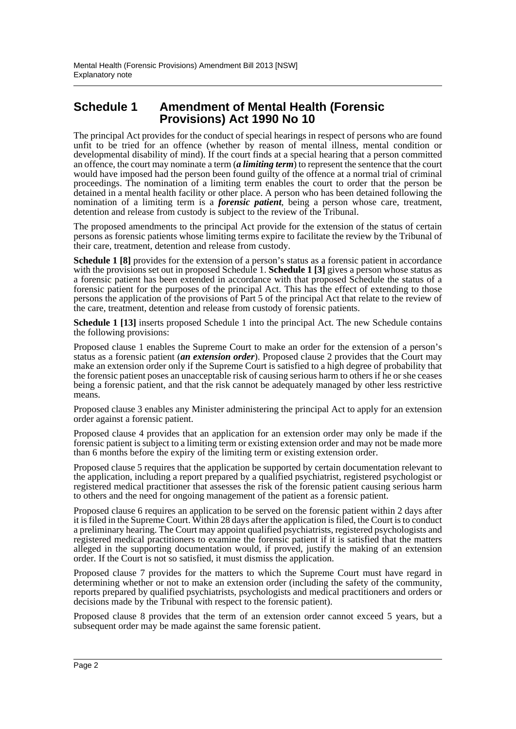## Schedule 1 Amendment of Mental Health (Forensic Provisions) Act 1990 No 10

The principal Act provides for the conduct of special hearings in respect of persons who are found unfit to be tried for an offence (whether by reason of mental illness, mental condition or developmental disability of mind). If the court finds at a special hearing that a person committed an offence, the court may nominate a term (***a limiting term***) to represent the sentence that the court would have imposed had the person been found guilty of the offence at a normal trial of criminal proceedings. The nomination of a limiting term enables the court to order that the person be detained in a mental health facility or other place. A person who has been detained following the nomination of a limiting term is a ***forensic patient***, being a person whose care, treatment, detention and release from custody is subject to the review of the Tribunal.

The proposed amendments to the principal Act provide for the extension of the status of certain persons as forensic patients whose limiting terms expire to facilitate the review by the Tribunal of their care, treatment, detention and release from custody.

**Schedule 1 [8]** provides for the extension of a person's status as a forensic patient in accordance with the provisions set out in proposed Schedule 1. **Schedule 1 [3]** gives a person whose status as a forensic patient has been extended in accordance with that proposed Schedule the status of a forensic patient for the purposes of the principal Act. This has the effect of extending to those persons the application of the provisions of Part 5 of the principal Act that relate to the review of the care, treatment, detention and release from custody of forensic patients.

**Schedule 1 [13]** inserts proposed Schedule 1 into the principal Act. The new Schedule contains the following provisions:

Proposed clause 1 enables the Supreme Court to make an order for the extension of a person's status as a forensic patient (***an extension order***). Proposed clause 2 provides that the Court may make an extension order only if the Supreme Court is satisfied to a high degree of probability that the forensic patient poses an unacceptable risk of causing serious harm to others if he or she ceases being a forensic patient, and that the risk cannot be adequately managed by other less restrictive means.

Proposed clause 3 enables any Minister administering the principal Act to apply for an extension order against a forensic patient.

Proposed clause 4 provides that an application for an extension order may only be made if the forensic patient is subject to a limiting term or existing extension order and may not be made more than 6 months before the expiry of the limiting term or existing extension order.

Proposed clause 5 requires that the application be supported by certain documentation relevant to the application, including a report prepared by a qualified psychiatrist, registered psychologist or registered medical practitioner that assesses the risk of the forensic patient causing serious harm to others and the need for ongoing management of the patient as a forensic patient.

Proposed clause 6 requires an application to be served on the forensic patient within 2 days after it is filed in the Supreme Court. Within 28 days after the application is filed, the Court is to conduct a preliminary hearing. The Court may appoint qualified psychiatrists, registered psychologists and registered medical practitioners to examine the forensic patient if it is satisfied that the matters alleged in the supporting documentation would, if proved, justify the making of an extension order. If the Court is not so satisfied, it must dismiss the application.

Proposed clause 7 provides for the matters to which the Supreme Court must have regard in determining whether or not to make an extension order (including the safety of the community, reports prepared by qualified psychiatrists, psychologists and medical practitioners and orders or decisions made by the Tribunal with respect to the forensic patient).

Proposed clause 8 provides that the term of an extension order cannot exceed 5 years, but a subsequent order may be made against the same forensic patient.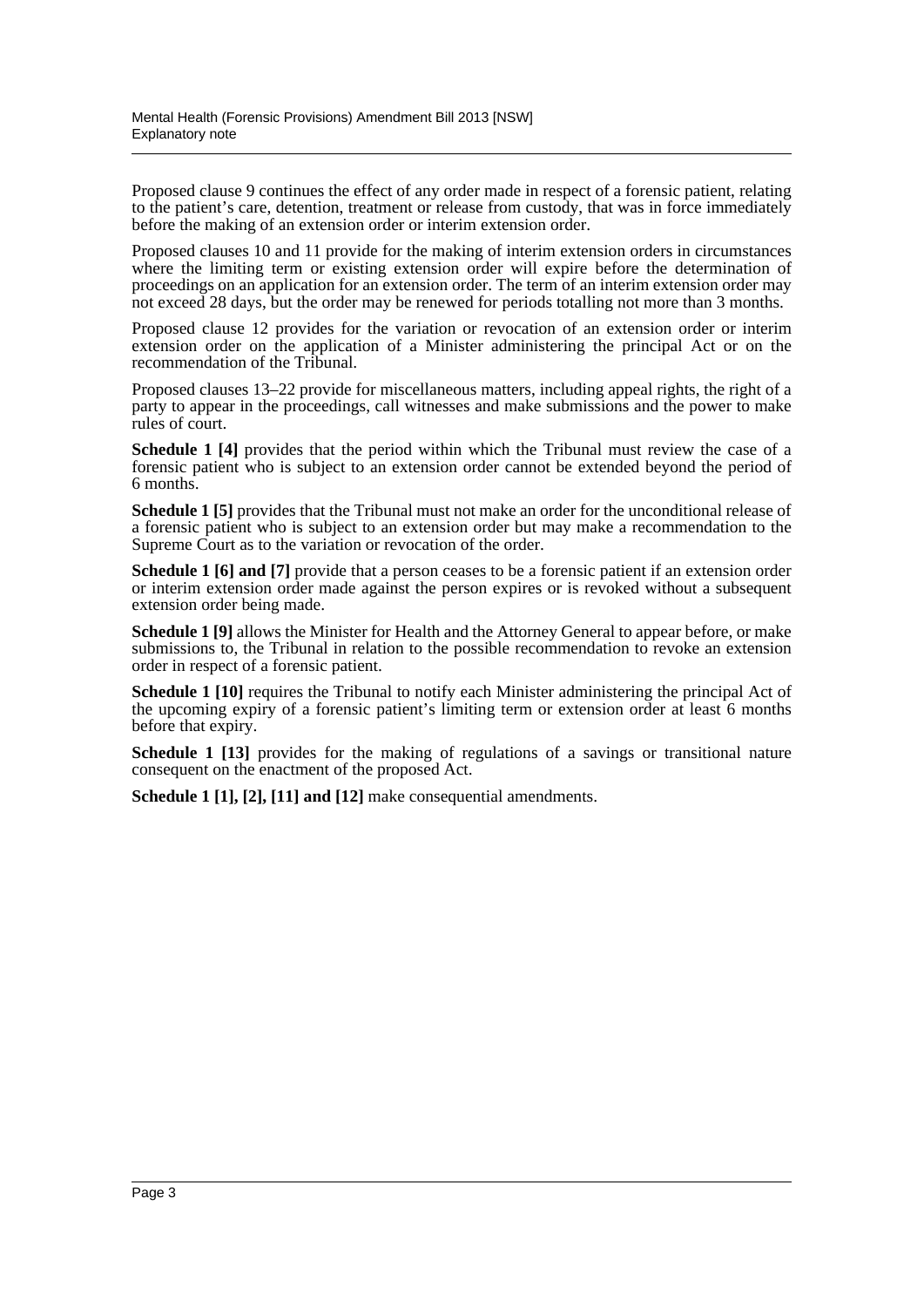Proposed clause 9 continues the effect of any order made in respect of a forensic patient, relating to the patient's care, detention, treatment or release from custody, that was in force immediately before the making of an extension order or interim extension order.

Proposed clauses 10 and 11 provide for the making of interim extension orders in circumstances where the limiting term or existing extension order will expire before the determination of proceedings on an application for an extension order. The term of an interim extension order may not exceed 28 days, but the order may be renewed for periods totalling not more than 3 months.

Proposed clause 12 provides for the variation or revocation of an extension order or interim extension order on the application of a Minister administering the principal Act or on the recommendation of the Tribunal.

Proposed clauses 13–22 provide for miscellaneous matters, including appeal rights, the right of a party to appear in the proceedings, call witnesses and make submissions and the power to make rules of court.

**Schedule 1 [4]** provides that the period within which the Tribunal must review the case of a forensic patient who is subject to an extension order cannot be extended beyond the period of 6 months.

**Schedule 1 [5]** provides that the Tribunal must not make an order for the unconditional release of a forensic patient who is subject to an extension order but may make a recommendation to the Supreme Court as to the variation or revocation of the order.

**Schedule 1 [6] and [7]** provide that a person ceases to be a forensic patient if an extension order or interim extension order made against the person expires or is revoked without a subsequent extension order being made.

**Schedule 1 [9]** allows the Minister for Health and the Attorney General to appear before, or make submissions to, the Tribunal in relation to the possible recommendation to revoke an extension order in respect of a forensic patient.

**Schedule 1 [10]** requires the Tribunal to notify each Minister administering the principal Act of the upcoming expiry of a forensic patient's limiting term or extension order at least 6 months before that expiry.

**Schedule 1 [13]** provides for the making of regulations of a savings or transitional nature consequent on the enactment of the proposed Act.

**Schedule 1 [1], [2], [11] and [12]** make consequential amendments.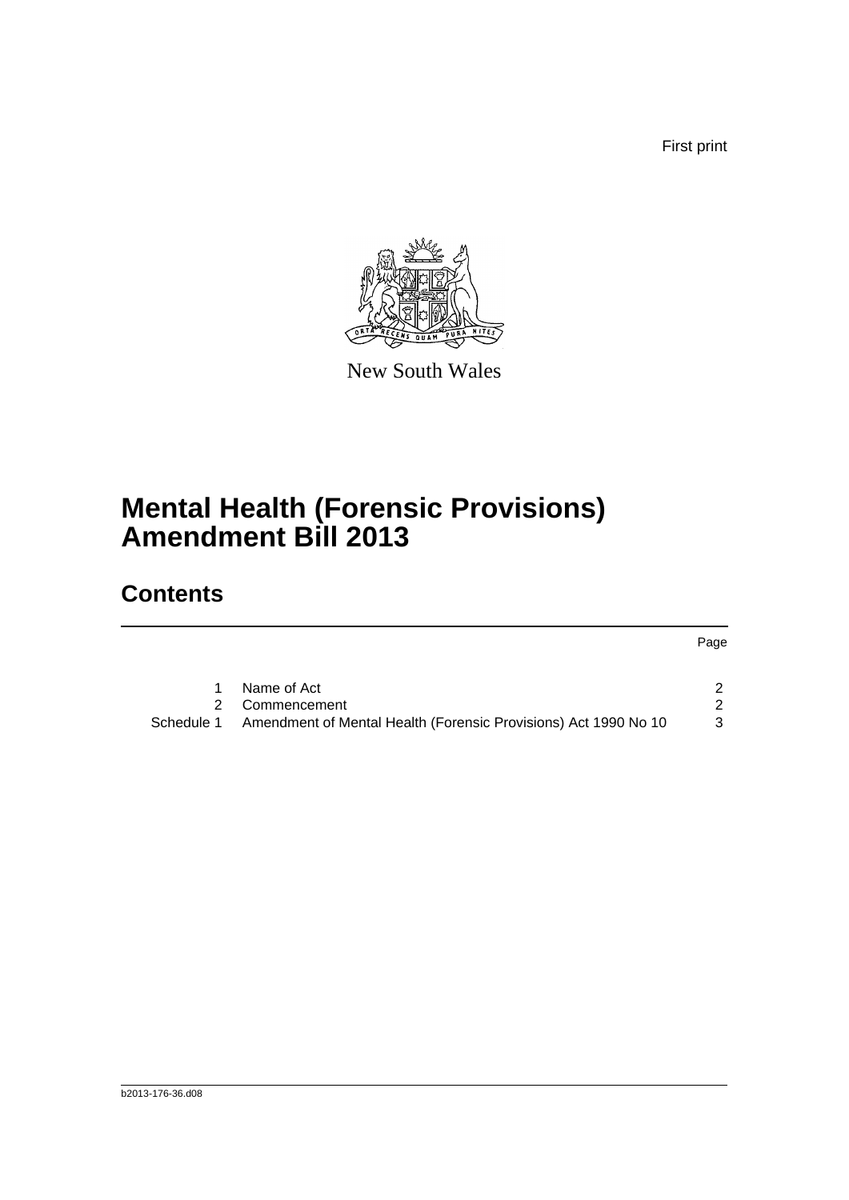First print

New South Wales

# Mental Health (Forensic Provisions) Amendment Bill 2013

## Contents

| | | Page |
|---|---|---|
| 1 | Name of Act | 2 |
| 2 | Commencement | 2 |
| Schedule 1 | Amendment of Mental Health (Forensic Provisions) Act 1990 No 10 | 3 |

b2013-176-36.d08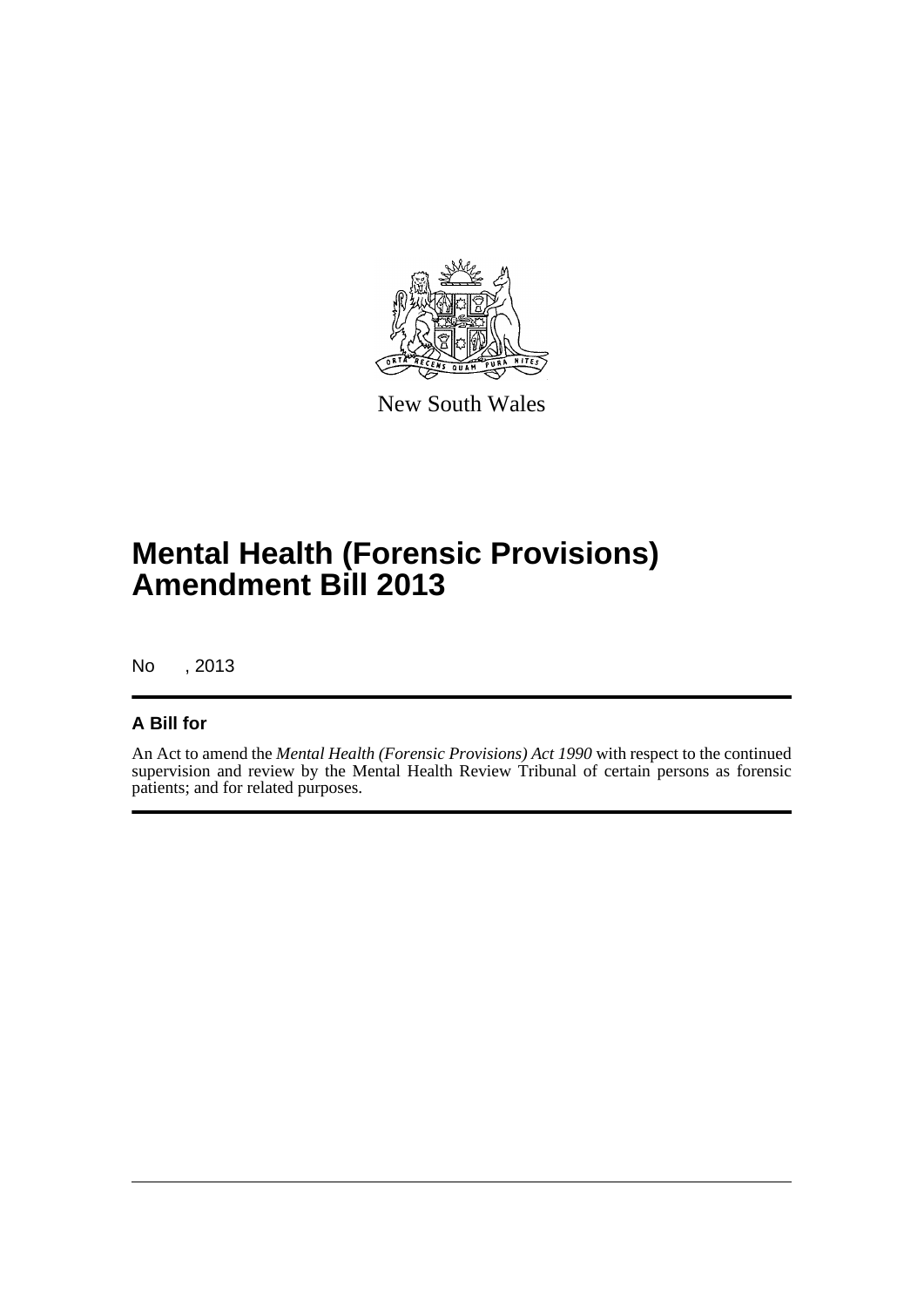New South Wales

# Mental Health (Forensic Provisions) Amendment Bill 2013

No , 2013

## A Bill for

An Act to amend the *Mental Health (Forensic Provisions) Act 1990* with respect to the continued supervision and review by the Mental Health Review Tribunal of certain persons as forensic patients; and for related purposes.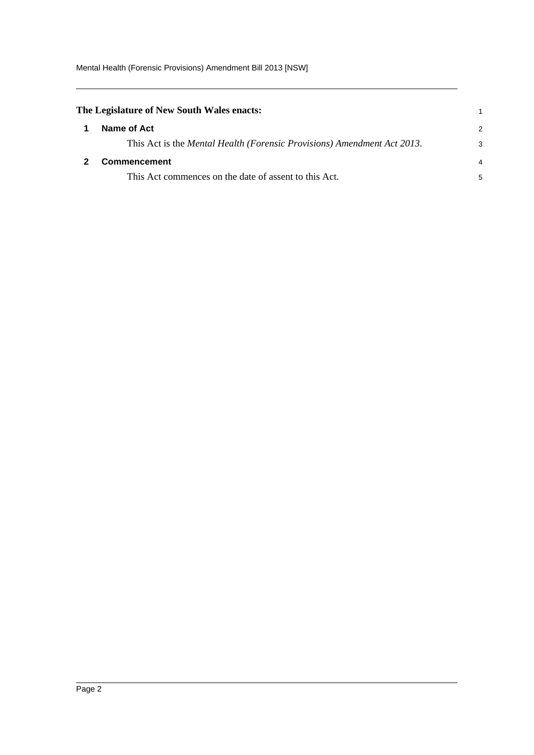**The Legislature of New South Wales enacts:**

## 1 Name of Act

This Act is the *Mental Health (Forensic Provisions) Amendment Act 2013*.

## 2 Commencement

This Act commences on the date of assent to this Act.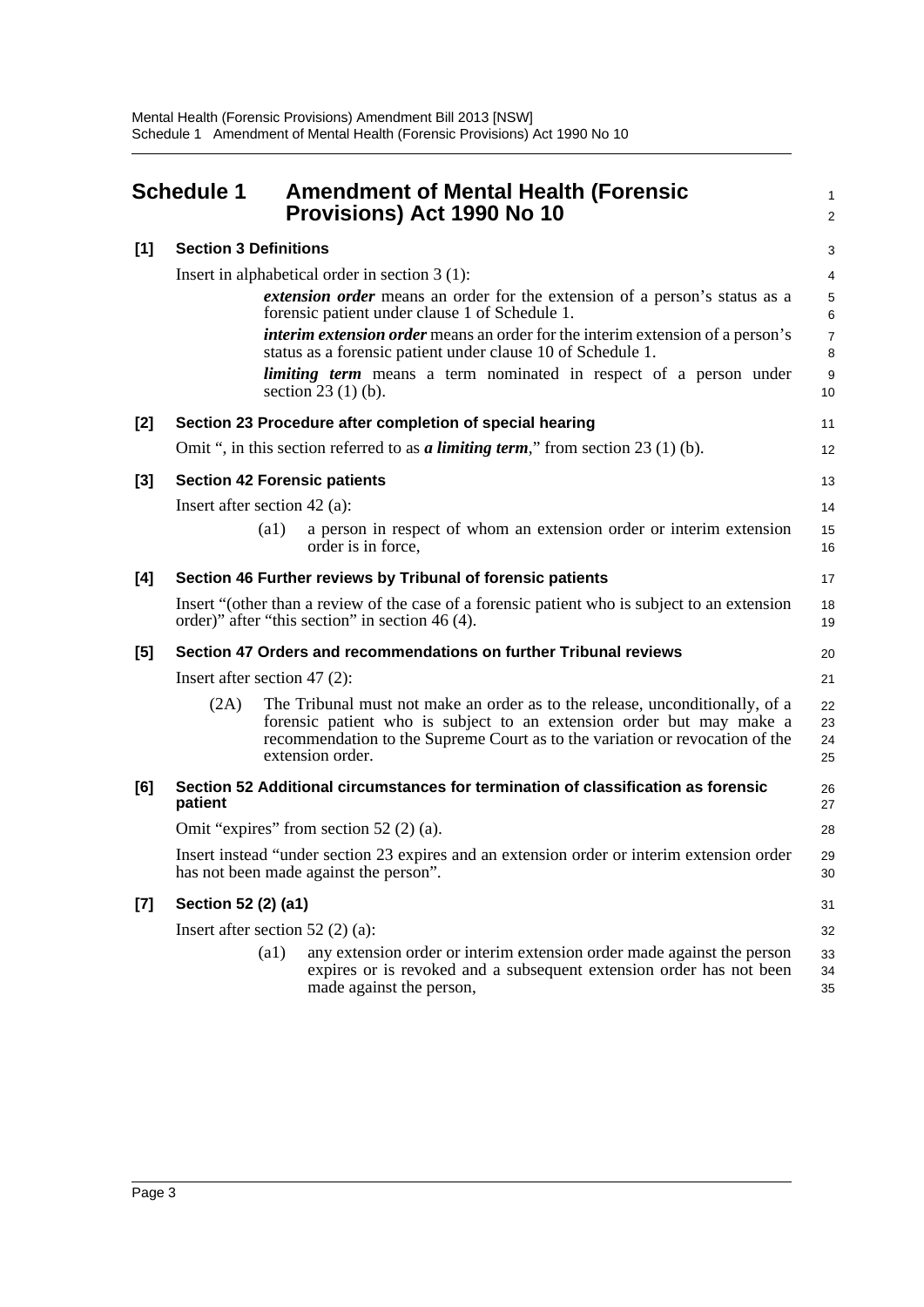## Schedule 1 Amendment of Mental Health (Forensic Provisions) Act 1990 No 10

**[1] Section 3 Definitions**

Insert in alphabetical order in section 3 (1):

***extension order*** means an order for the extension of a person's status as a forensic patient under clause 1 of Schedule 1.

***interim extension order*** means an order for the interim extension of a person's status as a forensic patient under clause 10 of Schedule 1.

***limiting term*** means a term nominated in respect of a person under section 23 (1) (b).

**[2] Section 23 Procedure after completion of special hearing**

Omit ", in this section referred to as ***a limiting term***," from section 23 (1) (b).

**[3] Section 42 Forensic patients**

Insert after section 42 (a):

(a1) a person in respect of whom an extension order or interim extension order is in force,

**[4] Section 46 Further reviews by Tribunal of forensic patients**

Insert "(other than a review of the case of a forensic patient who is subject to an extension order)" after "this section" in section 46 (4).

**[5] Section 47 Orders and recommendations on further Tribunal reviews**

Insert after section 47 (2):

(2A) The Tribunal must not make an order as to the release, unconditionally, of a forensic patient who is subject to an extension order but may make a recommendation to the Supreme Court as to the variation or revocation of the extension order.

**[6] Section 52 Additional circumstances for termination of classification as forensic patient**

Omit "expires" from section 52 (2) (a).

Insert instead "under section 23 expires and an extension order or interim extension order has not been made against the person".

**[7] Section 52 (2) (a1)**

Insert after section 52 (2) (a):

(a1) any extension order or interim extension order made against the person expires or is revoked and a subsequent extension order has not been made against the person,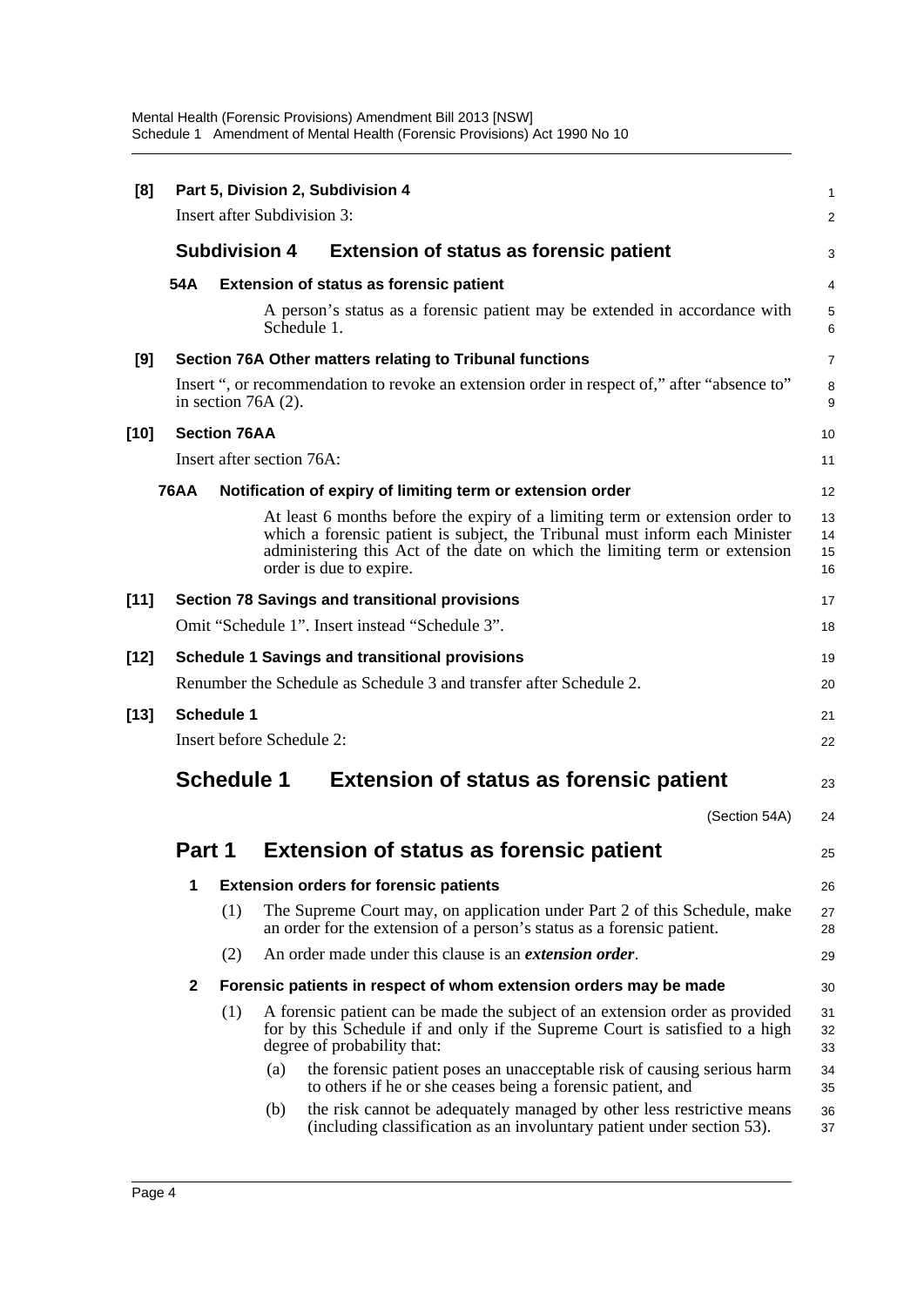**[8] Part 5, Division 2, Subdivision 4**

Insert after Subdivision 3:

### Subdivision 4 Extension of status as forensic patient

**54A Extension of status as forensic patient**

A person's status as a forensic patient may be extended in accordance with Schedule 1.

**[9] Section 76A Other matters relating to Tribunal functions**

Insert ", or recommendation to revoke an extension order in respect of," after "absence to" in section 76A (2).

**[10] Section 76AA**

Insert after section 76A:

**76AA Notification of expiry of limiting term or extension order**

At least 6 months before the expiry of a limiting term or extension order to which a forensic patient is subject, the Tribunal must inform each Minister administering this Act of the date on which the limiting term or extension order is due to expire.

**[11] Section 78 Savings and transitional provisions**

Omit "Schedule 1". Insert instead "Schedule 3".

**[12] Schedule 1 Savings and transitional provisions**

Renumber the Schedule as Schedule 3 and transfer after Schedule 2.

**[13] Schedule 1**

Insert before Schedule 2:

## Schedule 1 Extension of status as forensic patient

(Section 54A)

## Part 1 Extension of status as forensic patient

**1 Extension orders for forensic patients**

(1) The Supreme Court may, on application under Part 2 of this Schedule, make an order for the extension of a person's status as a forensic patient.

(2) An order made under this clause is an ***extension order***.

**2 Forensic patients in respect of whom extension orders may be made**

(1) A forensic patient can be made the subject of an extension order as provided for by this Schedule if and only if the Supreme Court is satisfied to a high degree of probability that:

(a) the forensic patient poses an unacceptable risk of causing serious harm to others if he or she ceases being a forensic patient, and

(b) the risk cannot be adequately managed by other less restrictive means (including classification as an involuntary patient under section 53).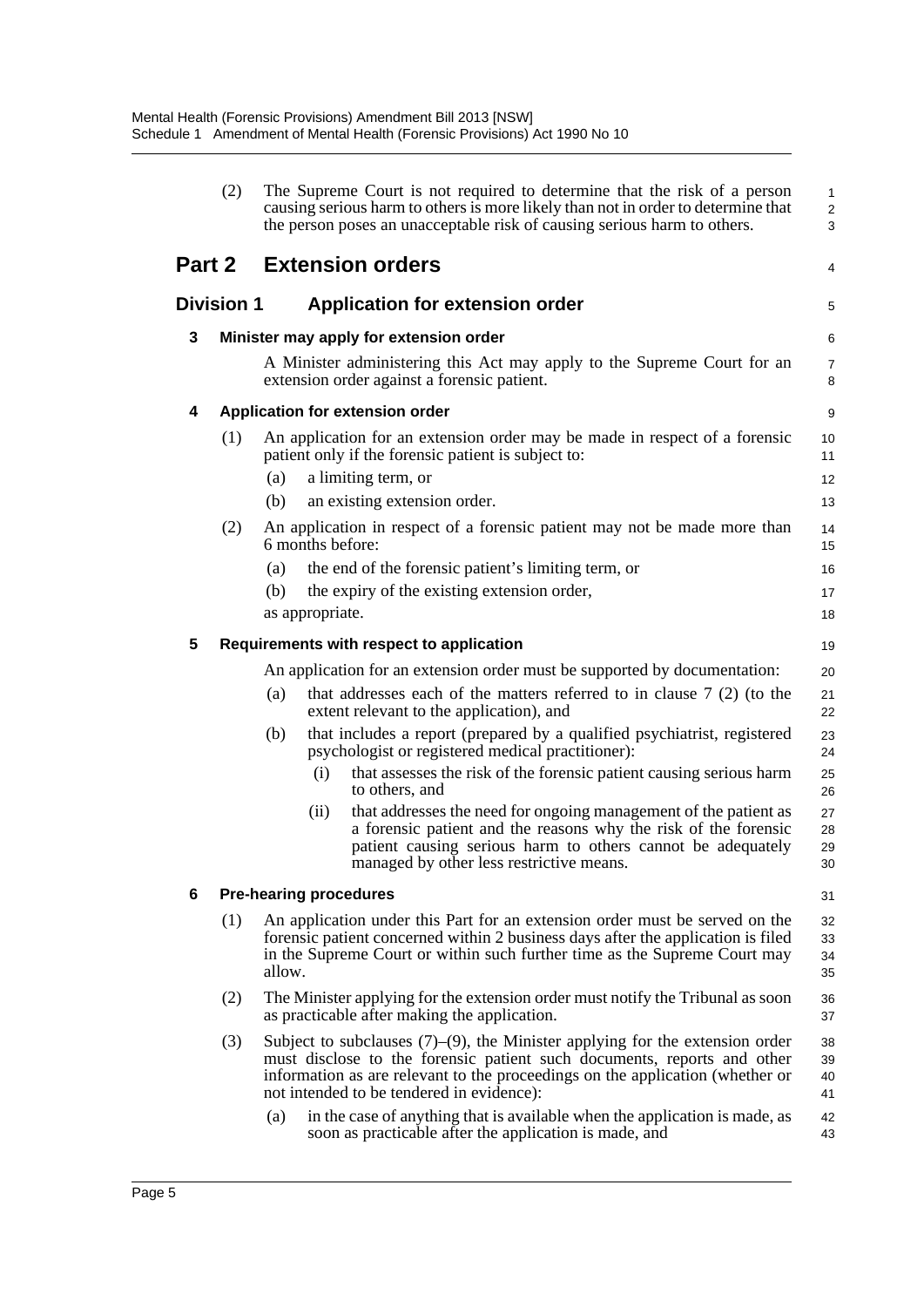(2) The Supreme Court is not required to determine that the risk of a person causing serious harm to others is more likely than not in order to determine that the person poses an unacceptable risk of causing serious harm to others.

## Part 2 Extension orders

### Division 1 Application for extension order

#### 3 Minister may apply for extension order

A Minister administering this Act may apply to the Supreme Court for an extension order against a forensic patient.

#### 4 Application for extension order

(1) An application for an extension order may be made in respect of a forensic patient only if the forensic patient is subject to:

(a) a limiting term, or

(b) an existing extension order.

(2) An application in respect of a forensic patient may not be made more than 6 months before:

(a) the end of the forensic patient's limiting term, or

(b) the expiry of the existing extension order,

as appropriate.

#### 5 Requirements with respect to application

An application for an extension order must be supported by documentation:

(a) that addresses each of the matters referred to in clause 7 (2) (to the extent relevant to the application), and

(b) that includes a report (prepared by a qualified psychiatrist, registered psychologist or registered medical practitioner):

(i) that assesses the risk of the forensic patient causing serious harm to others, and

(ii) that addresses the need for ongoing management of the patient as a forensic patient and the reasons why the risk of the forensic patient causing serious harm to others cannot be adequately managed by other less restrictive means.

#### 6 Pre-hearing procedures

(1) An application under this Part for an extension order must be served on the forensic patient concerned within 2 business days after the application is filed in the Supreme Court or within such further time as the Supreme Court may allow.

(2) The Minister applying for the extension order must notify the Tribunal as soon as practicable after making the application.

(3) Subject to subclauses (7)–(9), the Minister applying for the extension order must disclose to the forensic patient such documents, reports and other information as are relevant to the proceedings on the application (whether or not intended to be tendered in evidence):

(a) in the case of anything that is available when the application is made, as soon as practicable after the application is made, and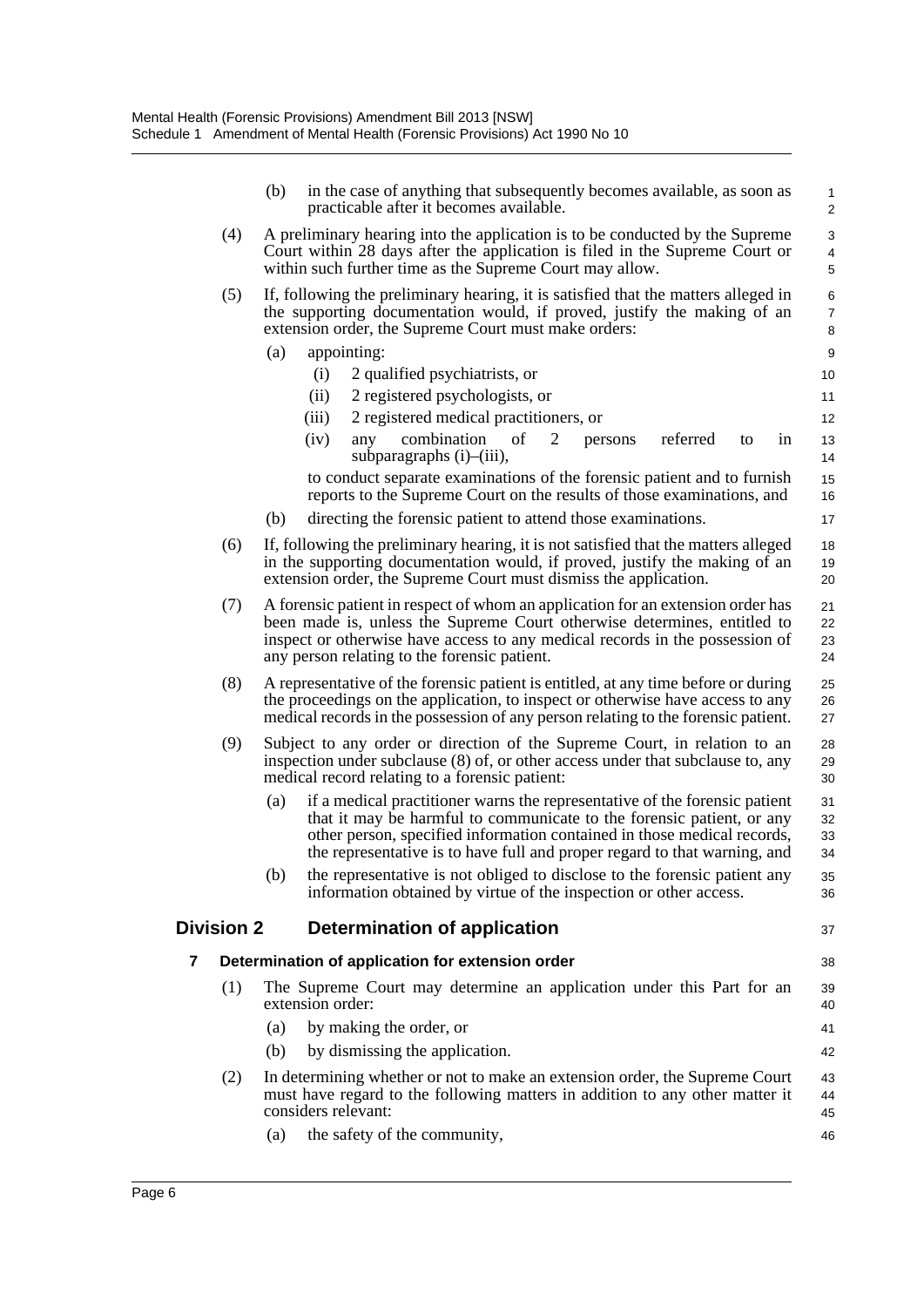(b) in the case of anything that subsequently becomes available, as soon as practicable after it becomes available.

(4) A preliminary hearing into the application is to be conducted by the Supreme Court within 28 days after the application is filed in the Supreme Court or within such further time as the Supreme Court may allow.

(5) If, following the preliminary hearing, it is satisfied that the matters alleged in the supporting documentation would, if proved, justify the making of an extension order, the Supreme Court must make orders:

(a) appointing:

(i) 2 qualified psychiatrists, or

(ii) 2 registered psychologists, or

(iii) 2 registered medical practitioners, or

(iv) any combination of 2 persons referred to in subparagraphs (i)–(iii),

to conduct separate examinations of the forensic patient and to furnish reports to the Supreme Court on the results of those examinations, and

(b) directing the forensic patient to attend those examinations.

(6) If, following the preliminary hearing, it is not satisfied that the matters alleged in the supporting documentation would, if proved, justify the making of an extension order, the Supreme Court must dismiss the application.

(7) A forensic patient in respect of whom an application for an extension order has been made is, unless the Supreme Court otherwise determines, entitled to inspect or otherwise have access to any medical records in the possession of any person relating to the forensic patient.

(8) A representative of the forensic patient is entitled, at any time before or during the proceedings on the application, to inspect or otherwise have access to any medical records in the possession of any person relating to the forensic patient.

(9) Subject to any order or direction of the Supreme Court, in relation to an inspection under subclause (8) of, or other access under that subclause to, any medical record relating to a forensic patient:

(a) if a medical practitioner warns the representative of the forensic patient that it may be harmful to communicate to the forensic patient, or any other person, specified information contained in those medical records, the representative is to have full and proper regard to that warning, and

(b) the representative is not obliged to disclose to the forensic patient any information obtained by virtue of the inspection or other access.

## Division 2 Determination of application

### 7 Determination of application for extension order

(1) The Supreme Court may determine an application under this Part for an extension order:

(a) by making the order, or

(b) by dismissing the application.

(2) In determining whether or not to make an extension order, the Supreme Court must have regard to the following matters in addition to any other matter it considers relevant:

(a) the safety of the community,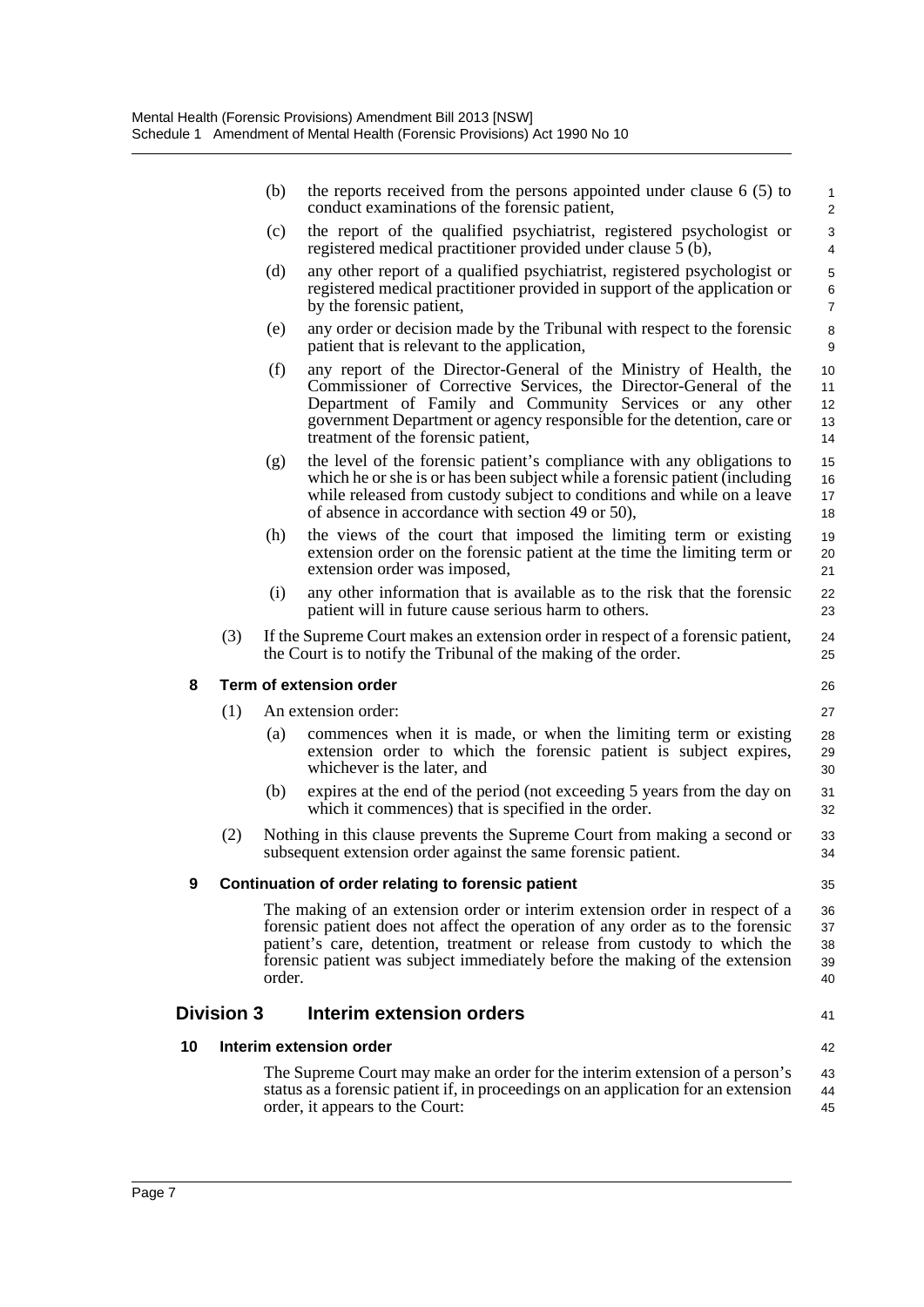(b) the reports received from the persons appointed under clause 6 (5) to conduct examinations of the forensic patient,

(c) the report of the qualified psychiatrist, registered psychologist or registered medical practitioner provided under clause 5 (b),

(d) any other report of a qualified psychiatrist, registered psychologist or registered medical practitioner provided in support of the application or by the forensic patient,

(e) any order or decision made by the Tribunal with respect to the forensic patient that is relevant to the application,

(f) any report of the Director-General of the Ministry of Health, the Commissioner of Corrective Services, the Director-General of the Department of Family and Community Services or any other government Department or agency responsible for the detention, care or treatment of the forensic patient,

(g) the level of the forensic patient's compliance with any obligations to which he or she is or has been subject while a forensic patient (including while released from custody subject to conditions and while on a leave of absence in accordance with section 49 or 50),

(h) the views of the court that imposed the limiting term or existing extension order on the forensic patient at the time the limiting term or extension order was imposed,

(i) any other information that is available as to the risk that the forensic patient will in future cause serious harm to others.

(3) If the Supreme Court makes an extension order in respect of a forensic patient, the Court is to notify the Tribunal of the making of the order.

**8 Term of extension order**

(1) An extension order:

(a) commences when it is made, or when the limiting term or existing extension order to which the forensic patient is subject expires, whichever is the later, and

(b) expires at the end of the period (not exceeding 5 years from the day on which it commences) that is specified in the order.

(2) Nothing in this clause prevents the Supreme Court from making a second or subsequent extension order against the same forensic patient.

**9 Continuation of order relating to forensic patient**

The making of an extension order or interim extension order in respect of a forensic patient does not affect the operation of any order as to the forensic patient's care, detention, treatment or release from custody to which the forensic patient was subject immediately before the making of the extension order.

## Division 3 Interim extension orders

**10 Interim extension order**

The Supreme Court may make an order for the interim extension of a person's status as a forensic patient if, in proceedings on an application for an extension order, it appears to the Court: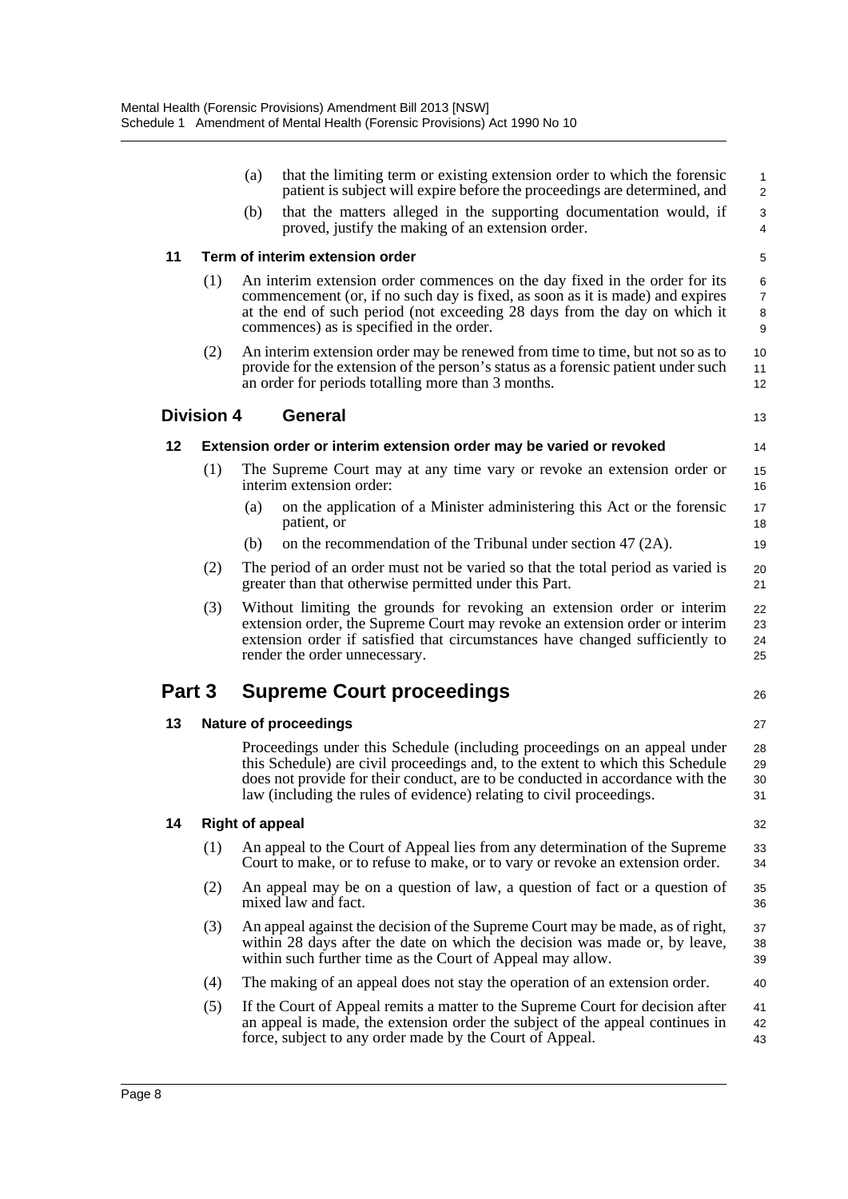(a) that the limiting term or existing extension order to which the forensic patient is subject will expire before the proceedings are determined, and

(b) that the matters alleged in the supporting documentation would, if proved, justify the making of an extension order.

### 11 Term of interim extension order

(1) An interim extension order commences on the day fixed in the order for its commencement (or, if no such day is fixed, as soon as it is made) and expires at the end of such period (not exceeding 28 days from the day on which it commences) as is specified in the order.

(2) An interim extension order may be renewed from time to time, but not so as to provide for the extension of the person's status as a forensic patient under such an order for periods totalling more than 3 months.

## Division 4 General

### 12 Extension order or interim extension order may be varied or revoked

(1) The Supreme Court may at any time vary or revoke an extension order or interim extension order:

(a) on the application of a Minister administering this Act or the forensic patient, or

(b) on the recommendation of the Tribunal under section 47 (2A).

(2) The period of an order must not be varied so that the total period as varied is greater than that otherwise permitted under this Part.

(3) Without limiting the grounds for revoking an extension order or interim extension order, the Supreme Court may revoke an extension order or interim extension order if satisfied that circumstances have changed sufficiently to render the order unnecessary.

# Part 3 Supreme Court proceedings

### 13 Nature of proceedings

Proceedings under this Schedule (including proceedings on an appeal under this Schedule) are civil proceedings and, to the extent to which this Schedule does not provide for their conduct, are to be conducted in accordance with the law (including the rules of evidence) relating to civil proceedings.

### 14 Right of appeal

(1) An appeal to the Court of Appeal lies from any determination of the Supreme Court to make, or to refuse to make, or to vary or revoke an extension order.

(2) An appeal may be on a question of law, a question of fact or a question of mixed law and fact.

(3) An appeal against the decision of the Supreme Court may be made, as of right, within 28 days after the date on which the decision was made or, by leave, within such further time as the Court of Appeal may allow.

(4) The making of an appeal does not stay the operation of an extension order.

(5) If the Court of Appeal remits a matter to the Supreme Court for decision after an appeal is made, the extension order the subject of the appeal continues in force, subject to any order made by the Court of Appeal.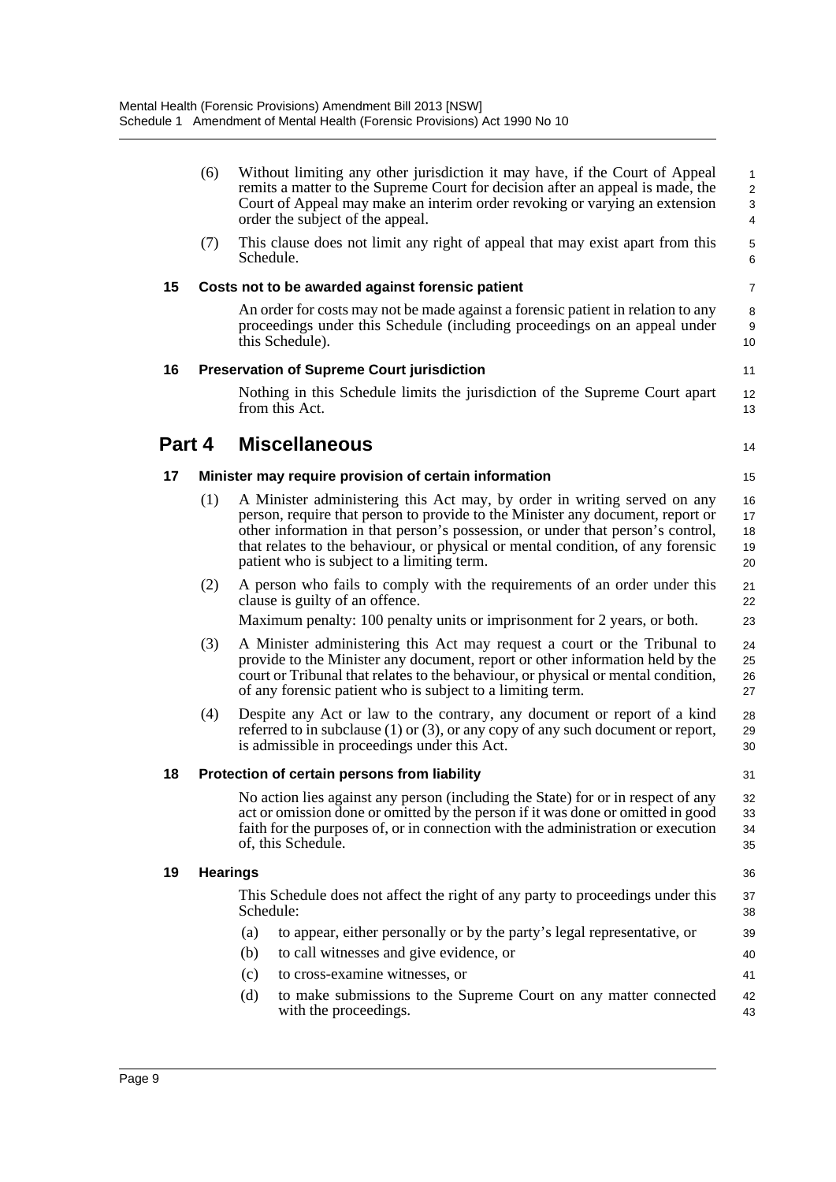(6) Without limiting any other jurisdiction it may have, if the Court of Appeal remits a matter to the Supreme Court for decision after an appeal is made, the Court of Appeal may make an interim order revoking or varying an extension order the subject of the appeal.

(7) This clause does not limit any right of appeal that may exist apart from this Schedule.

**15 Costs not to be awarded against forensic patient**

An order for costs may not be made against a forensic patient in relation to any proceedings under this Schedule (including proceedings on an appeal under this Schedule).

**16 Preservation of Supreme Court jurisdiction**

Nothing in this Schedule limits the jurisdiction of the Supreme Court apart from this Act.

## Part 4 Miscellaneous

**17 Minister may require provision of certain information**

(1) A Minister administering this Act may, by order in writing served on any person, require that person to provide to the Minister any document, report or other information in that person's possession, or under that person's control, that relates to the behaviour, or physical or mental condition, of any forensic patient who is subject to a limiting term.

(2) A person who fails to comply with the requirements of an order under this clause is guilty of an offence.

Maximum penalty: 100 penalty units or imprisonment for 2 years, or both.

(3) A Minister administering this Act may request a court or the Tribunal to provide to the Minister any document, report or other information held by the court or Tribunal that relates to the behaviour, or physical or mental condition, of any forensic patient who is subject to a limiting term.

(4) Despite any Act or law to the contrary, any document or report of a kind referred to in subclause (1) or (3), or any copy of any such document or report, is admissible in proceedings under this Act.

**18 Protection of certain persons from liability**

No action lies against any person (including the State) for or in respect of any act or omission done or omitted by the person if it was done or omitted in good faith for the purposes of, or in connection with the administration or execution of, this Schedule.

**19 Hearings**

This Schedule does not affect the right of any party to proceedings under this Schedule:

(a) to appear, either personally or by the party's legal representative, or

(b) to call witnesses and give evidence, or

(c) to cross-examine witnesses, or

(d) to make submissions to the Supreme Court on any matter connected with the proceedings.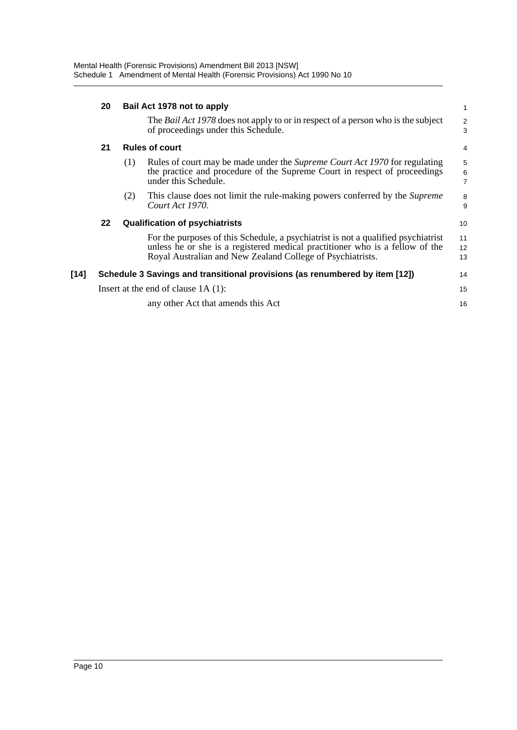**20 Bail Act 1978 not to apply**

The *Bail Act 1978* does not apply to or in respect of a person who is the subject of proceedings under this Schedule.

**21 Rules of court**

(1) Rules of court may be made under the *Supreme Court Act 1970* for regulating the practice and procedure of the Supreme Court in respect of proceedings under this Schedule.

(2) This clause does not limit the rule-making powers conferred by the *Supreme Court Act 1970*.

**22 Qualification of psychiatrists**

For the purposes of this Schedule, a psychiatrist is not a qualified psychiatrist unless he or she is a registered medical practitioner who is a fellow of the Royal Australian and New Zealand College of Psychiatrists.

**[14] Schedule 3 Savings and transitional provisions (as renumbered by item [12])**

Insert at the end of clause 1A (1):

any other Act that amends this Act